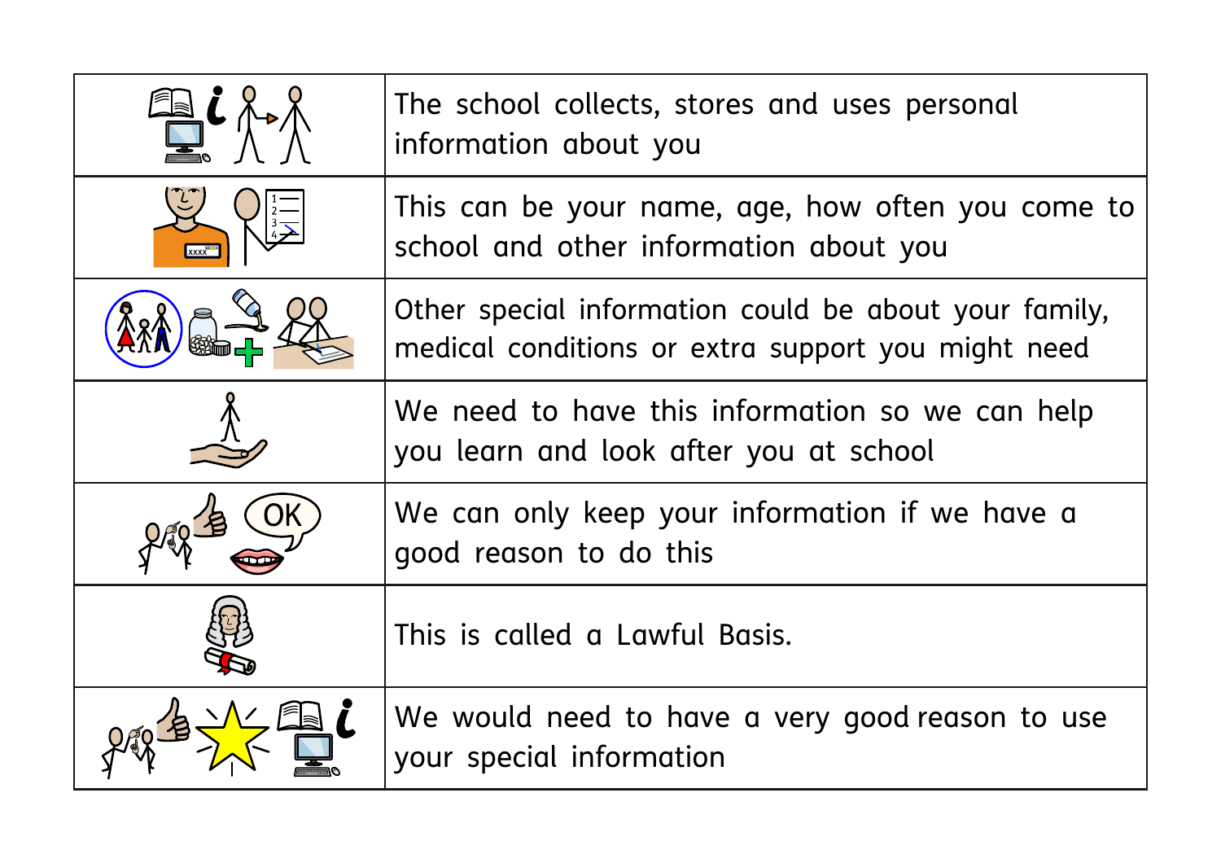| | |
|---|---|
| | The school collects, stores and uses personal information about you |
| | This can be your name, age, how often you come to school and other information about you |
| | Other special information could be about your family, medical conditions or extra support you might need |
| | We need to have this information so we can help you learn and look after you at school |
| | We can only keep your information if we have a good reason to do this |
| | This is called a Lawful Basis. |
| | We would need to have a very good reason to use your special information |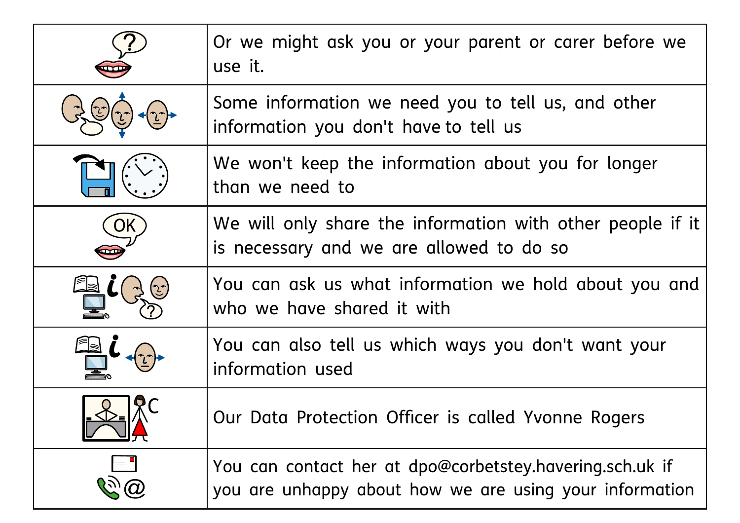| | |
|---|---|
| | Or we might ask you or your parent or carer before we use it. |
| | Some information we need you to tell us, and other information you don't have to tell us |
| | We won't keep the information about you for longer than we need to |
| | We will only share the information with other people if it is necessary and we are allowed to do so |
| | You can ask us what information we hold about you and who we have shared it with |
| | You can also tell us which ways you don't want your information used |
| | Our Data Protection Officer is called Yvonne Rogers |
| | You can contact her at dpo@corbetstey.havering.sch.uk if you are unhappy about how we are using your information |